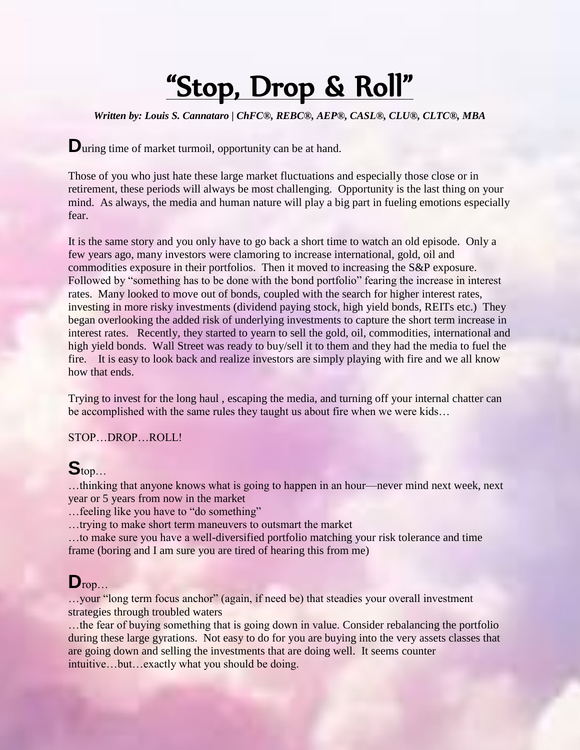# “Stop, Drop & Roll”

***Written by: Louis S. Cannataro | ChFC®, REBC®, AEP®, CASL®, CLU®, CLTC®, MBA***

**D**uring time of market turmoil, opportunity can be at hand.

Those of you who just hate these large market fluctuations and especially those close or in retirement, these periods will always be most challenging. Opportunity is the last thing on your mind. As always, the media and human nature will play a big part in fueling emotions especially fear.

It is the same story and you only have to go back a short time to watch an old episode. Only a few years ago, many investors were clamoring to increase international, gold, oil and commodities exposure in their portfolios. Then it moved to increasing the S&P exposure. Followed by “something has to be done with the bond portfolio” fearing the increase in interest rates. Many looked to move out of bonds, coupled with the search for higher interest rates, investing in more risky investments (dividend paying stock, high yield bonds, REITs etc.) They began overlooking the added risk of underlying investments to capture the short term increase in interest rates. Recently, they started to yearn to sell the gold, oil, commodities, international and high yield bonds. Wall Street was ready to buy/sell it to them and they had the media to fuel the fire. It is easy to look back and realize investors are simply playing with fire and we all know how that ends.

Trying to invest for the long haul , escaping the media, and turning off your internal chatter can be accomplished with the same rules they taught us about fire when we were kids…

STOP…DROP…ROLL!

## **S**top…

…thinking that anyone knows what is going to happen in an hour—never mind next week, next year or 5 years from now in the market

…feeling like you have to “do something”

…trying to make short term maneuvers to outsmart the market

…to make sure you have a well-diversified portfolio matching your risk tolerance and time frame (boring and I am sure you are tired of hearing this from me)

## **D**rop…

…your “long term focus anchor” (again, if need be) that steadies your overall investment strategies through troubled waters

…the fear of buying something that is going down in value. Consider rebalancing the portfolio during these large gyrations. Not easy to do for you are buying into the very assets classes that are going down and selling the investments that are doing well. It seems counter intuitive…but…exactly what you should be doing.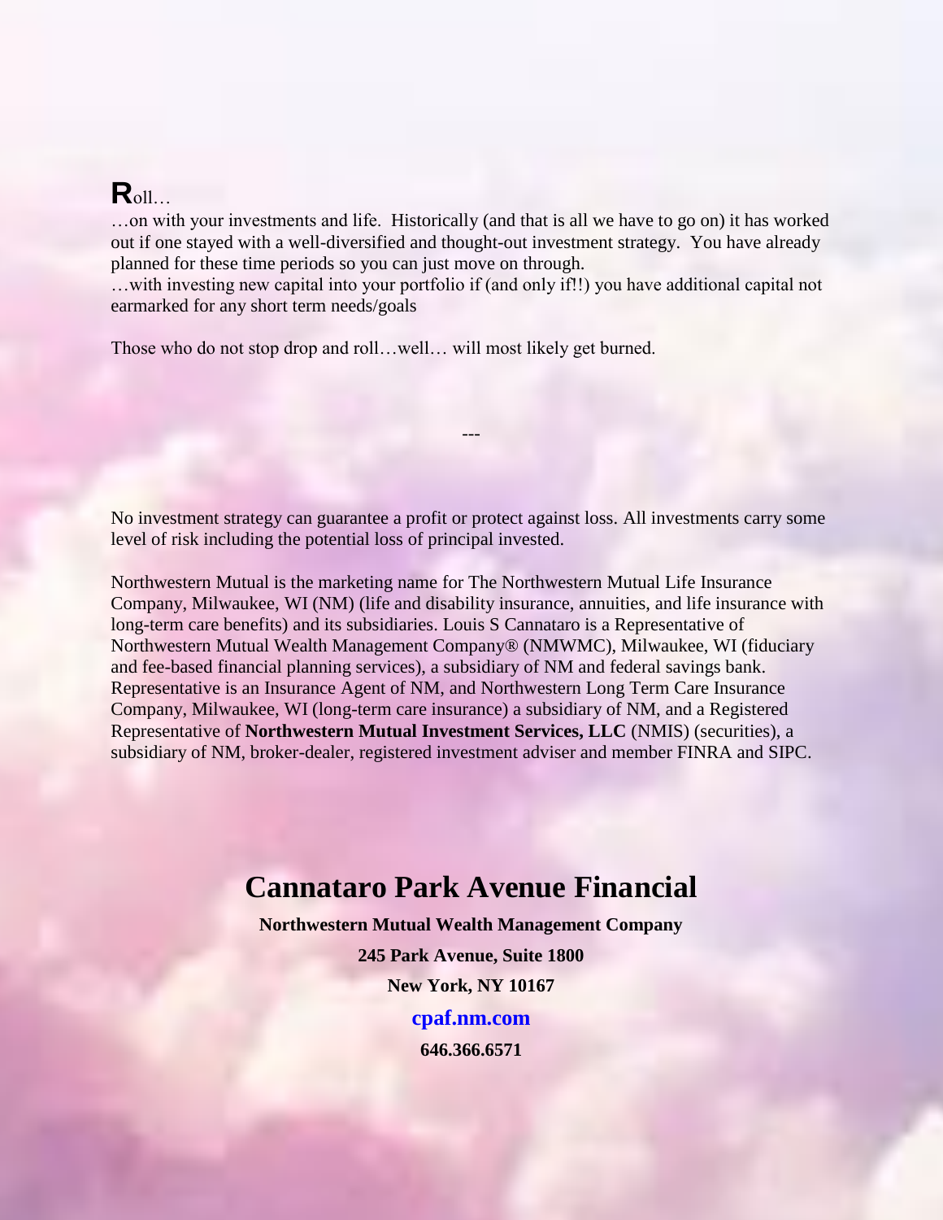**R**oll…

…on with your investments and life. Historically (and that is all we have to go on) it has worked out if one stayed with a well-diversified and thought-out investment strategy. You have already planned for these time periods so you can just move on through.

…with investing new capital into your portfolio if (and only if!!) you have additional capital not earmarked for any short term needs/goals

Those who do not stop drop and roll…well… will most likely get burned.

---

No investment strategy can guarantee a profit or protect against loss. All investments carry some level of risk including the potential loss of principal invested.

Northwestern Mutual is the marketing name for The Northwestern Mutual Life Insurance Company, Milwaukee, WI (NM) (life and disability insurance, annuities, and life insurance with long-term care benefits) and its subsidiaries. Louis S Cannataro is a Representative of Northwestern Mutual Wealth Management Company® (NMWMC), Milwaukee, WI (fiduciary and fee-based financial planning services), a subsidiary of NM and federal savings bank. Representative is an Insurance Agent of NM, and Northwestern Long Term Care Insurance Company, Milwaukee, WI (long-term care insurance) a subsidiary of NM, and a Registered Representative of **Northwestern Mutual Investment Services, LLC** (NMIS) (securities), a subsidiary of NM, broker-dealer, registered investment adviser and member FINRA and SIPC.

## Cannataro Park Avenue Financial

**Northwestern Mutual Wealth Management Company**

**245 Park Avenue, Suite 1800**

**New York, NY 10167**

**cpaf.nm.com**

**646.366.6571**